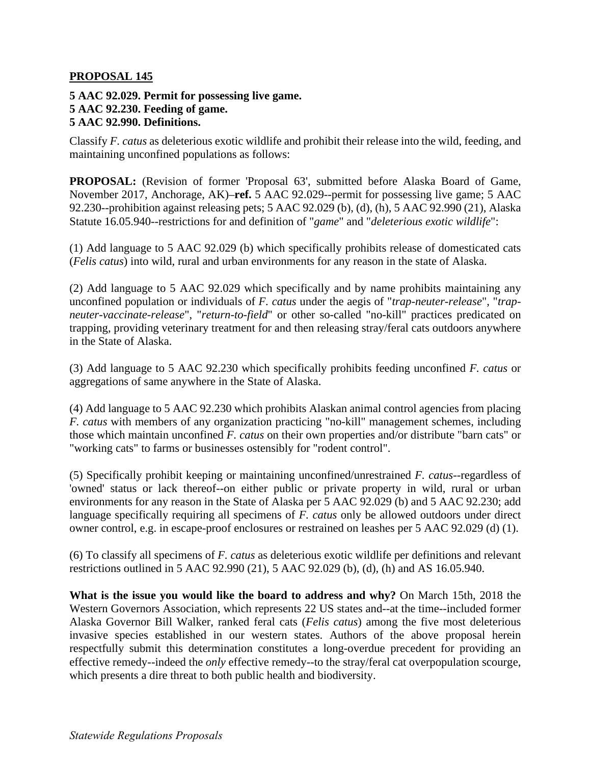**PROPOSAL 145**

**5 AAC 92.029. Permit for possessing live game.**
**5 AAC 92.230. Feeding of game.**
**5 AAC 92.990. Definitions.**

Classify *F. catus* as deleterious exotic wildlife and prohibit their release into the wild, feeding, and maintaining unconfined populations as follows:

**PROPOSAL:** (Revision of former 'Proposal 63', submitted before Alaska Board of Game, November 2017, Anchorage, AK)–**ref.** 5 AAC 92.029--permit for possessing live game; 5 AAC 92.230--prohibition against releasing pets; 5 AAC 92.029 (b), (d), (h), 5 AAC 92.990 (21), Alaska Statute 16.05.940--restrictions for and definition of "*game*" and "*deleterious exotic wildlife*":

(1) Add language to 5 AAC 92.029 (b) which specifically prohibits release of domesticated cats (*Felis catus*) into wild, rural and urban environments for any reason in the state of Alaska.

(2) Add language to 5 AAC 92.029 which specifically and by name prohibits maintaining any unconfined population or individuals of *F. catus* under the aegis of "*trap-neuter-release*", "*trap-neuter-vaccinate-release*", "*return-to-field*" or other so-called "no-kill" practices predicated on trapping, providing veterinary treatment for and then releasing stray/feral cats outdoors anywhere in the State of Alaska.

(3) Add language to 5 AAC 92.230 which specifically prohibits feeding unconfined *F. catus* or aggregations of same anywhere in the State of Alaska.

(4) Add language to 5 AAC 92.230 which prohibits Alaskan animal control agencies from placing *F. catus* with members of any organization practicing "no-kill" management schemes, including those which maintain unconfined *F. catus* on their own properties and/or distribute "barn cats" or "working cats" to farms or businesses ostensibly for "rodent control".

(5) Specifically prohibit keeping or maintaining unconfined/unrestrained *F. catus*--regardless of 'owned' status or lack thereof--on either public or private property in wild, rural or urban environments for any reason in the State of Alaska per 5 AAC 92.029 (b) and 5 AAC 92.230; add language specifically requiring all specimens of *F. catus* only be allowed outdoors under direct owner control, e.g. in escape-proof enclosures or restrained on leashes per 5 AAC 92.029 (d) (1).

(6) To classify all specimens of *F. catus* as deleterious exotic wildlife per definitions and relevant restrictions outlined in 5 AAC 92.990 (21), 5 AAC 92.029 (b), (d), (h) and AS 16.05.940.

**What is the issue you would like the board to address and why?** On March 15th, 2018 the Western Governors Association, which represents 22 US states and--at the time--included former Alaska Governor Bill Walker, ranked feral cats (*Felis catus*) among the five most deleterious invasive species established in our western states. Authors of the above proposal herein respectfully submit this determination constitutes a long-overdue precedent for providing an effective remedy--indeed the *only* effective remedy--to the stray/feral cat overpopulation scourge, which presents a dire threat to both public health and biodiversity.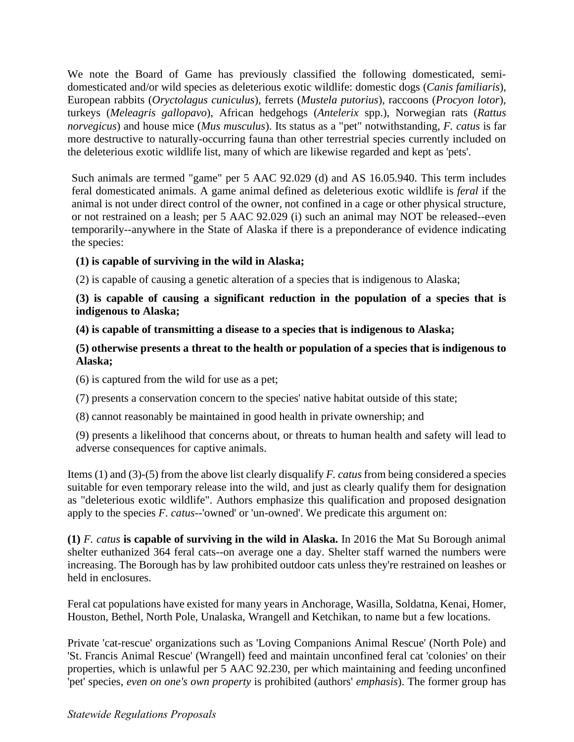We note the Board of Game has previously classified the following domesticated, semi-domesticated and/or wild species as deleterious exotic wildlife: domestic dogs (*Canis familiaris*), European rabbits (*Oryctolagus cuniculus*), ferrets (*Mustela putorius*), raccoons (*Procyon lotor*), turkeys (*Meleagris gallopavo*), African hedgehogs (*Antelerix* spp.), Norwegian rats (*Rattus norvegicus*) and house mice (*Mus musculus*). Its status as a "pet" notwithstanding, *F. catus* is far more destructive to naturally-occurring fauna than other terrestrial species currently included on the deleterious exotic wildlife list, many of which are likewise regarded and kept as 'pets'.

Such animals are termed "game" per 5 AAC 92.029 (d) and AS 16.05.940. This term includes feral domesticated animals. A game animal defined as deleterious exotic wildlife is *feral* if the animal is not under direct control of the owner, not confined in a cage or other physical structure, or not restrained on a leash; per 5 AAC 92.029 (i) such an animal may NOT be released--even temporarily--anywhere in the State of Alaska if there is a preponderance of evidence indicating the species:

**(1) is capable of surviving in the wild in Alaska;**

(2) is capable of causing a genetic alteration of a species that is indigenous to Alaska;

**(3) is capable of causing a significant reduction in the population of a species that is indigenous to Alaska;**

**(4) is capable of transmitting a disease to a species that is indigenous to Alaska;**

**(5) otherwise presents a threat to the health or population of a species that is indigenous to Alaska;**

(6) is captured from the wild for use as a pet;

(7) presents a conservation concern to the species' native habitat outside of this state;

(8) cannot reasonably be maintained in good health in private ownership; and

(9) presents a likelihood that concerns about, or threats to human health and safety will lead to adverse consequences for captive animals.

Items (1) and (3)-(5) from the above list clearly disqualify *F. catus* from being considered a species suitable for even temporary release into the wild, and just as clearly qualify them for designation as "deleterious exotic wildlife". Authors emphasize this qualification and proposed designation apply to the species *F. catus*--'owned' or 'un-owned'. We predicate this argument on:

**(1)** *F. catus* **is capable of surviving in the wild in Alaska.** In 2016 the Mat Su Borough animal shelter euthanized 364 feral cats--on average one a day. Shelter staff warned the numbers were increasing. The Borough has by law prohibited outdoor cats unless they're restrained on leashes or held in enclosures.

Feral cat populations have existed for many years in Anchorage, Wasilla, Soldatna, Kenai, Homer, Houston, Bethel, North Pole, Unalaska, Wrangell and Ketchikan, to name but a few locations.

Private 'cat-rescue' organizations such as 'Loving Companions Animal Rescue' (North Pole) and 'St. Francis Animal Rescue' (Wrangell) feed and maintain unconfined feral cat 'colonies' on their properties, which is unlawful per 5 AAC 92.230, per which maintaining and feeding unconfined 'pet' species, *even on one's own property* is prohibited (authors' *emphasis*). The former group has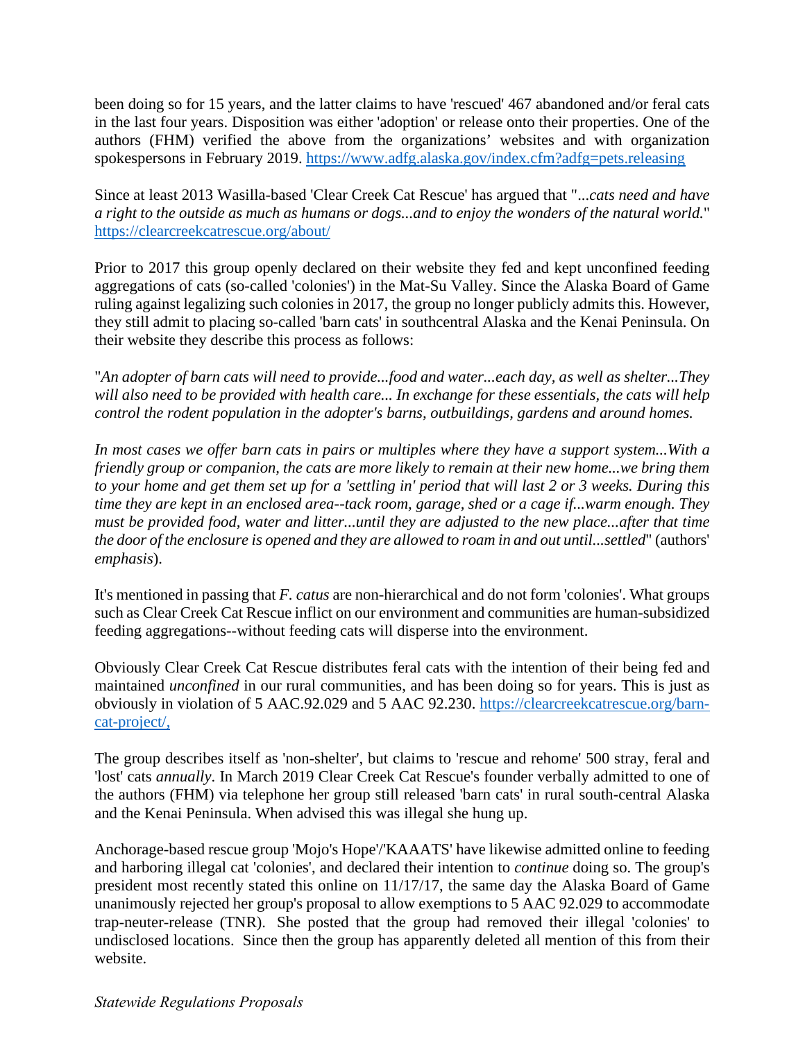been doing so for 15 years, and the latter claims to have 'rescued' 467 abandoned and/or feral cats in the last four years. Disposition was either 'adoption' or release onto their properties. One of the authors (FHM) verified the above from the organizations' websites and with organization spokespersons in February 2019. https://www.adfg.alaska.gov/index.cfm?adfg=pets.releasing

Since at least 2013 Wasilla-based 'Clear Creek Cat Rescue' has argued that "*...cats need and have a right to the outside as much as humans or dogs...and to enjoy the wonders of the natural world.*" https://clearcreekcatrescue.org/about/

Prior to 2017 this group openly declared on their website they fed and kept unconfined feeding aggregations of cats (so-called 'colonies') in the Mat-Su Valley. Since the Alaska Board of Game ruling against legalizing such colonies in 2017, the group no longer publicly admits this. However, they still admit to placing so-called 'barn cats' in southcentral Alaska and the Kenai Peninsula. On their website they describe this process as follows:

"*An adopter of barn cats will need to provide...food and water...each day, as well as shelter...They will also need to be provided with health care... In exchange for these essentials, the cats will help control the rodent population in the adopter's barns, outbuildings, gardens and around homes.*

*In most cases we offer barn cats in pairs or multiples where they have a support system...With a friendly group or companion, the cats are more likely to remain at their new home...we bring them to your home and get them set up for a 'settling in' period that will last 2 or 3 weeks. During this time they are kept in an enclosed area--tack room, garage, shed or a cage if...warm enough. They must be provided food, water and litter...until they are adjusted to the new place...after that time the door of the enclosure is opened and they are allowed to roam in and out until...settled*" (authors' *emphasis*).

It's mentioned in passing that *F. catus* are non-hierarchical and do not form 'colonies'. What groups such as Clear Creek Cat Rescue inflict on our environment and communities are human-subsidized feeding aggregations--without feeding cats will disperse into the environment.

Obviously Clear Creek Cat Rescue distributes feral cats with the intention of their being fed and maintained *unconfined* in our rural communities, and has been doing so for years. This is just as obviously in violation of 5 AAC.92.029 and 5 AAC 92.230. https://clearcreekcatrescue.org/barn-cat-project/,

The group describes itself as 'non-shelter', but claims to 'rescue and rehome' 500 stray, feral and 'lost' cats *annually*. In March 2019 Clear Creek Cat Rescue's founder verbally admitted to one of the authors (FHM) via telephone her group still released 'barn cats' in rural south-central Alaska and the Kenai Peninsula. When advised this was illegal she hung up.

Anchorage-based rescue group 'Mojo's Hope'/'KAAATS' have likewise admitted online to feeding and harboring illegal cat 'colonies', and declared their intention to *continue* doing so. The group's president most recently stated this online on 11/17/17, the same day the Alaska Board of Game unanimously rejected her group's proposal to allow exemptions to 5 AAC 92.029 to accommodate trap-neuter-release (TNR). She posted that the group had removed their illegal 'colonies' to undisclosed locations. Since then the group has apparently deleted all mention of this from their website.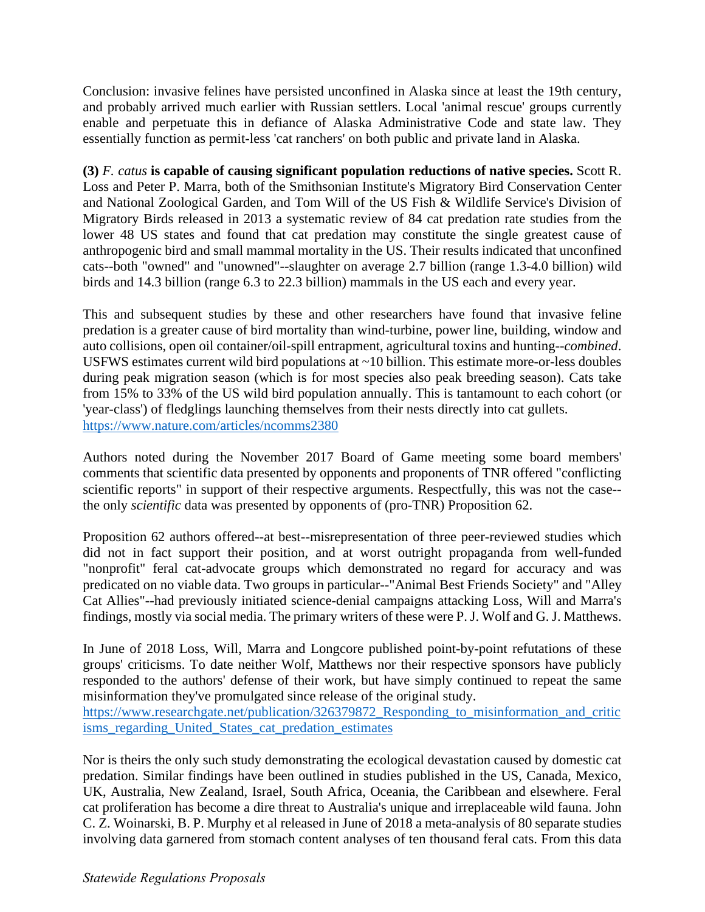Conclusion: invasive felines have persisted unconfined in Alaska since at least the 19th century, and probably arrived much earlier with Russian settlers. Local 'animal rescue' groups currently enable and perpetuate this in defiance of Alaska Administrative Code and state law. They essentially function as permit-less 'cat ranchers' on both public and private land in Alaska.

**(3)** ***F. catus*** **is capable of causing significant population reductions of native species.** Scott R. Loss and Peter P. Marra, both of the Smithsonian Institute's Migratory Bird Conservation Center and National Zoological Garden, and Tom Will of the US Fish & Wildlife Service's Division of Migratory Birds released in 2013 a systematic review of 84 cat predation rate studies from the lower 48 US states and found that cat predation may constitute the single greatest cause of anthropogenic bird and small mammal mortality in the US. Their results indicated that unconfined cats--both "owned" and "unowned"--slaughter on average 2.7 billion (range 1.3-4.0 billion) wild birds and 14.3 billion (range 6.3 to 22.3 billion) mammals in the US each and every year.

This and subsequent studies by these and other researchers have found that invasive feline predation is a greater cause of bird mortality than wind-turbine, power line, building, window and auto collisions, open oil container/oil-spill entrapment, agricultural toxins and hunting--*combined*. USFWS estimates current wild bird populations at ~10 billion. This estimate more-or-less doubles during peak migration season (which is for most species also peak breeding season). Cats take from 15% to 33% of the US wild bird population annually. This is tantamount to each cohort (or 'year-class') of fledglings launching themselves from their nests directly into cat gullets.
https://www.nature.com/articles/ncomms2380

Authors noted during the November 2017 Board of Game meeting some board members' comments that scientific data presented by opponents and proponents of TNR offered "conflicting scientific reports" in support of their respective arguments. Respectfully, this was not the case--the only *scientific* data was presented by opponents of (pro-TNR) Proposition 62.

Proposition 62 authors offered--at best--misrepresentation of three peer-reviewed studies which did not in fact support their position, and at worst outright propaganda from well-funded "nonprofit" feral cat-advocate groups which demonstrated no regard for accuracy and was predicated on no viable data. Two groups in particular--"Animal Best Friends Society" and "Alley Cat Allies"--had previously initiated science-denial campaigns attacking Loss, Will and Marra's findings, mostly via social media. The primary writers of these were P. J. Wolf and G. J. Matthews.

In June of 2018 Loss, Will, Marra and Longcore published point-by-point refutations of these groups' criticisms. To date neither Wolf, Matthews nor their respective sponsors have publicly responded to the authors' defense of their work, but have simply continued to repeat the same misinformation they've promulgated since release of the original study.
https://www.researchgate.net/publication/326379872_Responding_to_misinformation_and_criticisms_regarding_United_States_cat_predation_estimates

Nor is theirs the only such study demonstrating the ecological devastation caused by domestic cat predation. Similar findings have been outlined in studies published in the US, Canada, Mexico, UK, Australia, New Zealand, Israel, South Africa, Oceania, the Caribbean and elsewhere. Feral cat proliferation has become a dire threat to Australia's unique and irreplaceable wild fauna. John C. Z. Woinarski, B. P. Murphy et al released in June of 2018 a meta-analysis of 80 separate studies involving data garnered from stomach content analyses of ten thousand feral cats. From this data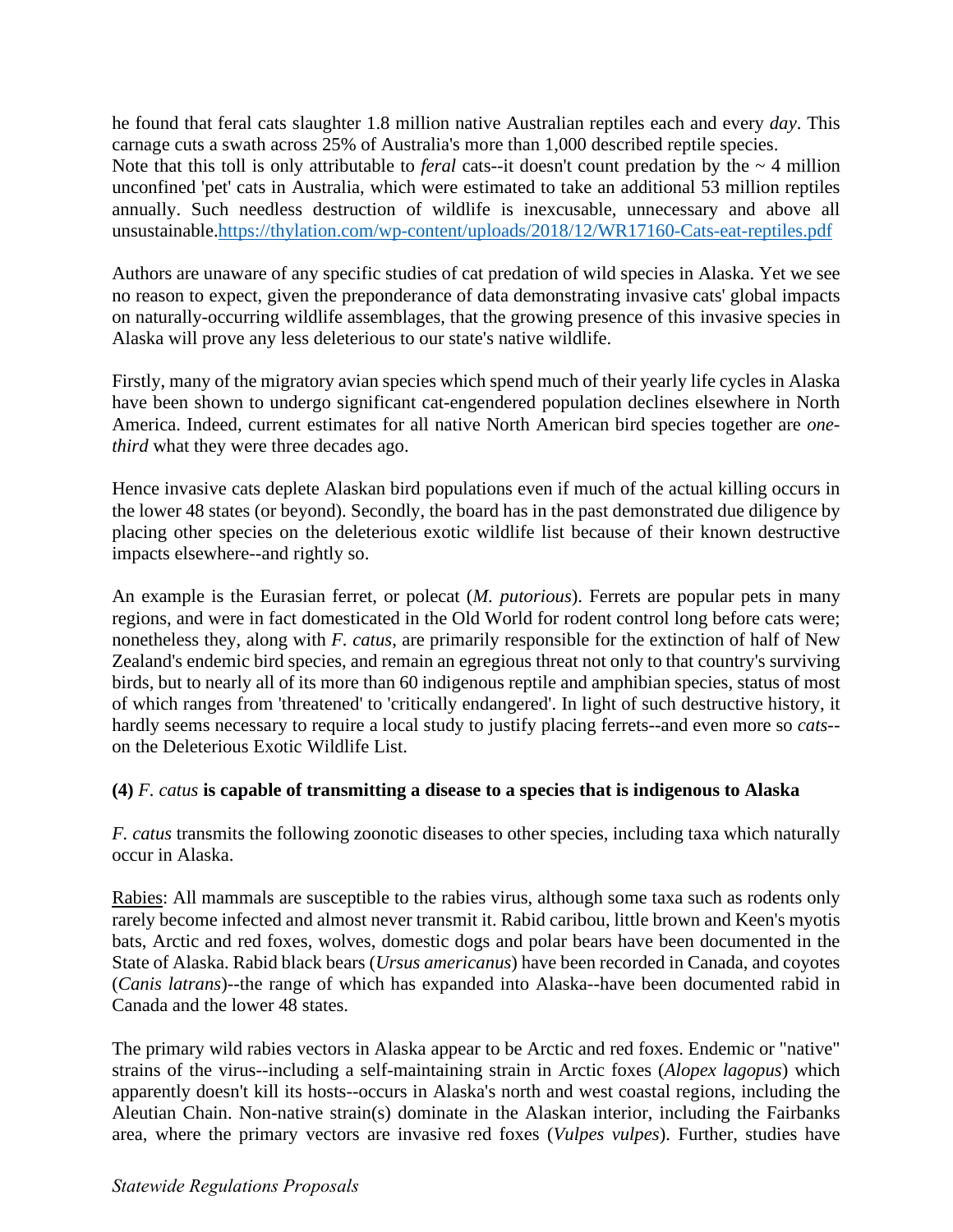he found that feral cats slaughter 1.8 million native Australian reptiles each and every *day*. This carnage cuts a swath across 25% of Australia's more than 1,000 described reptile species. Note that this toll is only attributable to *feral* cats--it doesn't count predation by the ~ 4 million unconfined 'pet' cats in Australia, which were estimated to take an additional 53 million reptiles annually. Such needless destruction of wildlife is inexcusable, unnecessary and above all unsustainable.https://thylation.com/wp-content/uploads/2018/12/WR17160-Cats-eat-reptiles.pdf

Authors are unaware of any specific studies of cat predation of wild species in Alaska. Yet we see no reason to expect, given the preponderance of data demonstrating invasive cats' global impacts on naturally-occurring wildlife assemblages, that the growing presence of this invasive species in Alaska will prove any less deleterious to our state's native wildlife.

Firstly, many of the migratory avian species which spend much of their yearly life cycles in Alaska have been shown to undergo significant cat-engendered population declines elsewhere in North America. Indeed, current estimates for all native North American bird species together are *one-third* what they were three decades ago.

Hence invasive cats deplete Alaskan bird populations even if much of the actual killing occurs in the lower 48 states (or beyond). Secondly, the board has in the past demonstrated due diligence by placing other species on the deleterious exotic wildlife list because of their known destructive impacts elsewhere--and rightly so.

An example is the Eurasian ferret, or polecat (*M. putorious*). Ferrets are popular pets in many regions, and were in fact domesticated in the Old World for rodent control long before cats were; nonetheless they, along with *F. catus*, are primarily responsible for the extinction of half of New Zealand's endemic bird species, and remain an egregious threat not only to that country's surviving birds, but to nearly all of its more than 60 indigenous reptile and amphibian species, status of most of which ranges from 'threatened' to 'critically endangered'. In light of such destructive history, it hardly seems necessary to require a local study to justify placing ferrets--and even more so *cats*--on the Deleterious Exotic Wildlife List.

**(4) *F. catus* is capable of transmitting a disease to a species that is indigenous to Alaska**

*F. catus* transmits the following zoonotic diseases to other species, including taxa which naturally occur in Alaska.

Rabies: All mammals are susceptible to the rabies virus, although some taxa such as rodents only rarely become infected and almost never transmit it. Rabid caribou, little brown and Keen's myotis bats, Arctic and red foxes, wolves, domestic dogs and polar bears have been documented in the State of Alaska. Rabid black bears (*Ursus americanus*) have been recorded in Canada, and coyotes (*Canis latrans*)--the range of which has expanded into Alaska--have been documented rabid in Canada and the lower 48 states.

The primary wild rabies vectors in Alaska appear to be Arctic and red foxes. Endemic or "native" strains of the virus--including a self-maintaining strain in Arctic foxes (*Alopex lagopus*) which apparently doesn't kill its hosts--occurs in Alaska's north and west coastal regions, including the Aleutian Chain. Non-native strain(s) dominate in the Alaskan interior, including the Fairbanks area, where the primary vectors are invasive red foxes (*Vulpes vulpes*). Further, studies have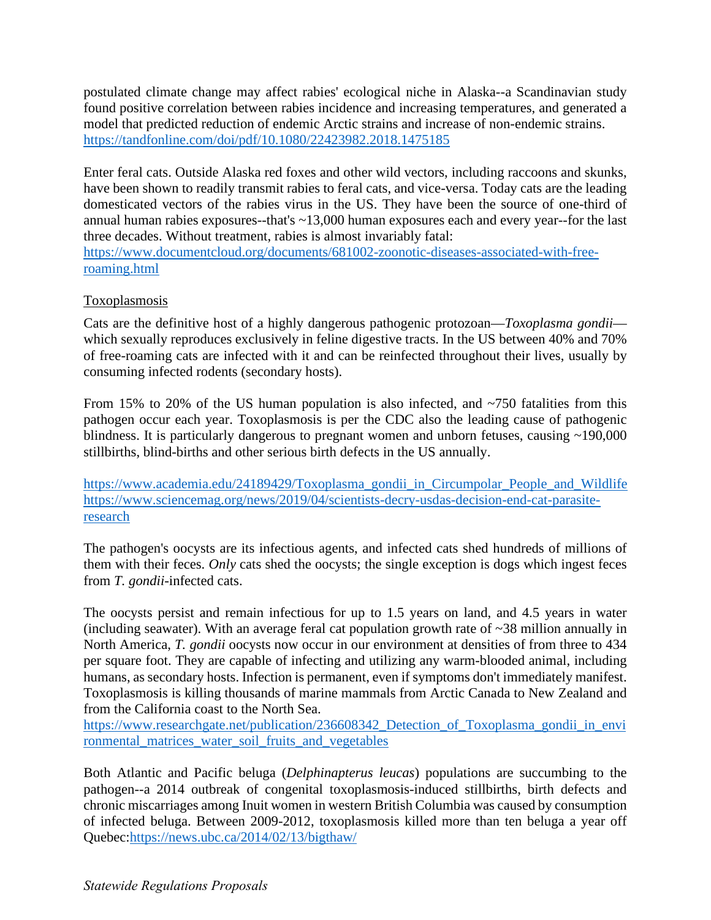postulated climate change may affect rabies' ecological niche in Alaska--a Scandinavian study found positive correlation between rabies incidence and increasing temperatures, and generated a model that predicted reduction of endemic Arctic strains and increase of non-endemic strains. https://tandfonline.com/doi/pdf/10.1080/22423982.2018.1475185

Enter feral cats. Outside Alaska red foxes and other wild vectors, including raccoons and skunks, have been shown to readily transmit rabies to feral cats, and vice-versa. Today cats are the leading domesticated vectors of the rabies virus in the US. They have been the source of one-third of annual human rabies exposures--that's ~13,000 human exposures each and every year--for the last three decades. Without treatment, rabies is almost invariably fatal: https://www.documentcloud.org/documents/681002-zoonotic-diseases-associated-with-free-roaming.html

Toxoplasmosis

Cats are the definitive host of a highly dangerous pathogenic protozoan—*Toxoplasma gondii*—which sexually reproduces exclusively in feline digestive tracts. In the US between 40% and 70% of free-roaming cats are infected with it and can be reinfected throughout their lives, usually by consuming infected rodents (secondary hosts).

From 15% to 20% of the US human population is also infected, and ~750 fatalities from this pathogen occur each year. Toxoplasmosis is per the CDC also the leading cause of pathogenic blindness. It is particularly dangerous to pregnant women and unborn fetuses, causing ~190,000 stillbirths, blind-births and other serious birth defects in the US annually.

https://www.academia.edu/24189429/Toxoplasma_gondii_in_Circumpolar_People_and_Wildlife
https://www.sciencemag.org/news/2019/04/scientists-decry-usdas-decision-end-cat-parasite-research

The pathogen's oocysts are its infectious agents, and infected cats shed hundreds of millions of them with their feces. *Only* cats shed the oocysts; the single exception is dogs which ingest feces from *T. gondii*-infected cats.

The oocysts persist and remain infectious for up to 1.5 years on land, and 4.5 years in water (including seawater). With an average feral cat population growth rate of ~38 million annually in North America, *T. gondii* oocysts now occur in our environment at densities of from three to 434 per square foot. They are capable of infecting and utilizing any warm-blooded animal, including humans, as secondary hosts. Infection is permanent, even if symptoms don't immediately manifest. Toxoplasmosis is killing thousands of marine mammals from Arctic Canada to New Zealand and from the California coast to the North Sea.
https://www.researchgate.net/publication/236608342_Detection_of_Toxoplasma_gondii_in_environmental_matrices_water_soil_fruits_and_vegetables

Both Atlantic and Pacific beluga (*Delphinapterus leucas*) populations are succumbing to the pathogen--a 2014 outbreak of congenital toxoplasmosis-induced stillbirths, birth defects and chronic miscarriages among Inuit women in western British Columbia was caused by consumption of infected beluga. Between 2009-2012, toxoplasmosis killed more than ten beluga a year off Quebec:https://news.ubc.ca/2014/02/13/bigthaw/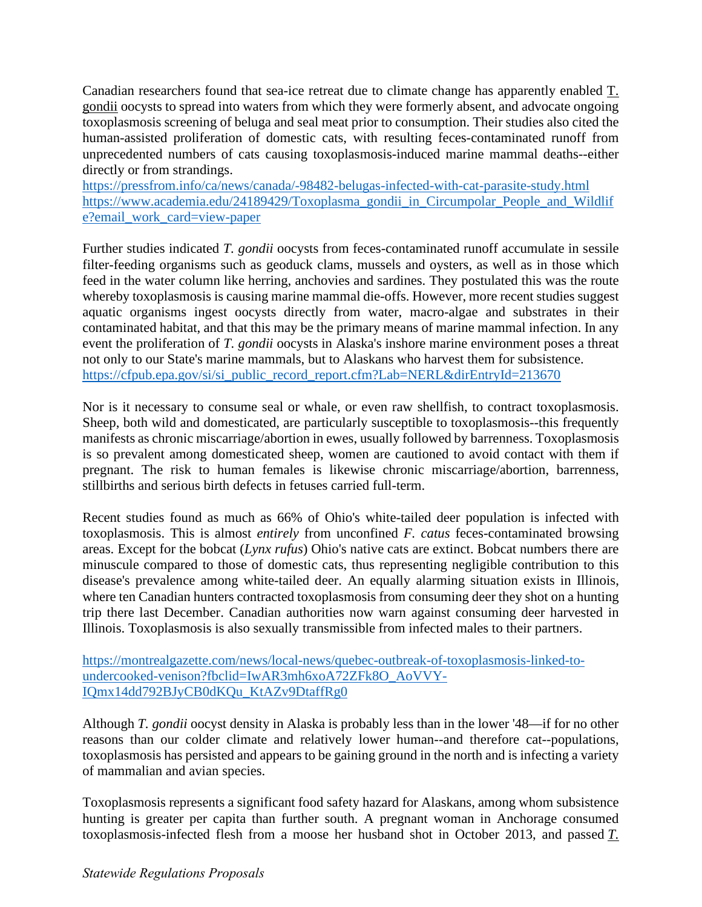Canadian researchers found that sea-ice retreat due to climate change has apparently enabled T. gondii oocysts to spread into waters from which they were formerly absent, and advocate ongoing toxoplasmosis screening of beluga and seal meat prior to consumption. Their studies also cited the human-assisted proliferation of domestic cats, with resulting feces-contaminated runoff from unprecedented numbers of cats causing toxoplasmosis-induced marine mammal deaths--either directly or from strandings.
https://pressfrom.info/ca/news/canada/-98482-belugas-infected-with-cat-parasite-study.html
https://www.academia.edu/24189429/Toxoplasma_gondii_in_Circumpolar_People_and_Wildlife?email_work_card=view-paper

Further studies indicated *T. gondii* oocysts from feces-contaminated runoff accumulate in sessile filter-feeding organisms such as geoduck clams, mussels and oysters, as well as in those which feed in the water column like herring, anchovies and sardines. They postulated this was the route whereby toxoplasmosis is causing marine mammal die-offs. However, more recent studies suggest aquatic organisms ingest oocysts directly from water, macro-algae and substrates in their contaminated habitat, and that this may be the primary means of marine mammal infection. In any event the proliferation of *T. gondii* oocysts in Alaska's inshore marine environment poses a threat not only to our State's marine mammals, but to Alaskans who harvest them for subsistence.
https://cfpub.epa.gov/si/si_public_record_report.cfm?Lab=NERL&dirEntryId=213670

Nor is it necessary to consume seal or whale, or even raw shellfish, to contract toxoplasmosis. Sheep, both wild and domesticated, are particularly susceptible to toxoplasmosis--this frequently manifests as chronic miscarriage/abortion in ewes, usually followed by barrenness. Toxoplasmosis is so prevalent among domesticated sheep, women are cautioned to avoid contact with them if pregnant. The risk to human females is likewise chronic miscarriage/abortion, barrenness, stillbirths and serious birth defects in fetuses carried full-term.

Recent studies found as much as 66% of Ohio's white-tailed deer population is infected with toxoplasmosis. This is almost *entirely* from unconfined *F. catus* feces-contaminated browsing areas. Except for the bobcat (*Lynx rufus*) Ohio's native cats are extinct. Bobcat numbers there are minuscule compared to those of domestic cats, thus representing negligible contribution to this disease's prevalence among white-tailed deer. An equally alarming situation exists in Illinois, where ten Canadian hunters contracted toxoplasmosis from consuming deer they shot on a hunting trip there last December. Canadian authorities now warn against consuming deer harvested in Illinois. Toxoplasmosis is also sexually transmissible from infected males to their partners.

https://montrealgazette.com/news/local-news/quebec-outbreak-of-toxoplasmosis-linked-to-undercooked-venison?fbclid=IwAR3mh6xoA72ZFk8O_AoVVY-IQmx14dd792BJyCB0dKQu_KtAZv9DtaffRg0

Although *T. gondii* oocyst density in Alaska is probably less than in the lower '48—if for no other reasons than our colder climate and relatively lower human--and therefore cat--populations, toxoplasmosis has persisted and appears to be gaining ground in the north and is infecting a variety of mammalian and avian species.

Toxoplasmosis represents a significant food safety hazard for Alaskans, among whom subsistence hunting is greater per capita than further south. A pregnant woman in Anchorage consumed toxoplasmosis-infected flesh from a moose her husband shot in October 2013, and passed T.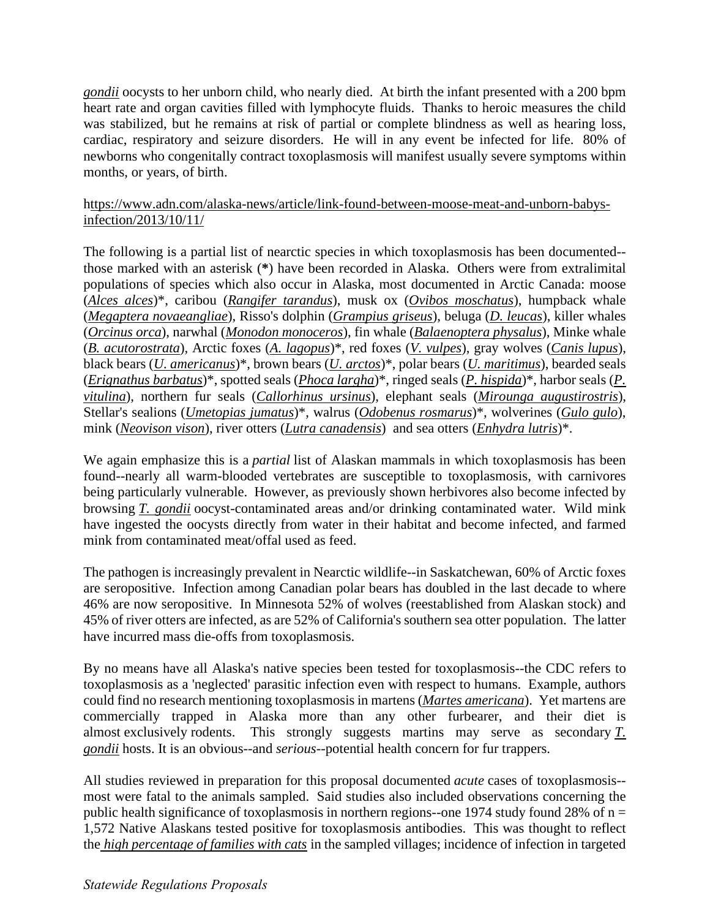*gondii* oocysts to her unborn child, who nearly died. At birth the infant presented with a 200 bpm heart rate and organ cavities filled with lymphocyte fluids. Thanks to heroic measures the child was stabilized, but he remains at risk of partial or complete blindness as well as hearing loss, cardiac, respiratory and seizure disorders. He will in any event be infected for life. 80% of newborns who congenitally contract toxoplasmosis will manifest usually severe symptoms within months, or years, of birth.

https://www.adn.com/alaska-news/article/link-found-between-moose-meat-and-unborn-babys-infection/2013/10/11/

The following is a partial list of nearctic species in which toxoplasmosis has been documented--those marked with an asterisk (**\***) have been recorded in Alaska. Others were from extralimital populations of species which also occur in Alaska, most documented in Arctic Canada: moose (*Alces alces*)\*, caribou (*Rangifer tarandus*), musk ox (*Ovibos moschatus*), humpback whale (*Megaptera novaeangliae*), Risso's dolphin (*Grampius griseus*), beluga (*D. leucas*), killer whales (*Orcinus orca*), narwhal (*Monodon monoceros*), fin whale (*Balaenoptera physalus*), Minke whale (*B. acutorostrata*), Arctic foxes (*A. lagopus*)\*, red foxes (*V. vulpes*), gray wolves (*Canis lupus*), black bears (*U. americanus*)\*, brown bears (*U. arctos*)\*, polar bears (*U. maritimus*), bearded seals (*Erignathus barbatus*)\*, spotted seals (*Phoca largha*)\*, ringed seals (*P. hispida*)\*, harbor seals (*P. vitulina*), northern fur seals (*Callorhinus ursinus*), elephant seals (*Mirounga augustirostris*), Stellar's sealions (*Umetopias jumatus*)\*, walrus (*Odobenus rosmarus*)\*, wolverines (*Gulo gulo*), mink (*Neovison vison*), river otters (*Lutra canadensis*) and sea otters (*Enhydra lutris*)\*.

We again emphasize this is a *partial* list of Alaskan mammals in which toxoplasmosis has been found--nearly all warm-blooded vertebrates are susceptible to toxoplasmosis, with carnivores being particularly vulnerable. However, as previously shown herbivores also become infected by browsing *T. gondii* oocyst-contaminated areas and/or drinking contaminated water. Wild mink have ingested the oocysts directly from water in their habitat and become infected, and farmed mink from contaminated meat/offal used as feed.

The pathogen is increasingly prevalent in Nearctic wildlife--in Saskatchewan, 60% of Arctic foxes are seropositive. Infection among Canadian polar bears has doubled in the last decade to where 46% are now seropositive. In Minnesota 52% of wolves (reestablished from Alaskan stock) and 45% of river otters are infected, as are 52% of California's southern sea otter population. The latter have incurred mass die-offs from toxoplasmosis.

By no means have all Alaska's native species been tested for toxoplasmosis--the CDC refers to toxoplasmosis as a 'neglected' parasitic infection even with respect to humans. Example, authors could find no research mentioning toxoplasmosis in martens (*Martes americana*). Yet martens are commercially trapped in Alaska more than any other furbearer, and their diet is almost exclusively rodents. This strongly suggests martins may serve as secondary *T. gondii* hosts. It is an obvious--and *serious*--potential health concern for fur trappers.

All studies reviewed in preparation for this proposal documented *acute* cases of toxoplasmosis--most were fatal to the animals sampled. Said studies also included observations concerning the public health significance of toxoplasmosis in northern regions--one 1974 study found 28% of n = 1,572 Native Alaskans tested positive for toxoplasmosis antibodies. This was thought to reflect the *high percentage of families with cats* in the sampled villages; incidence of infection in targeted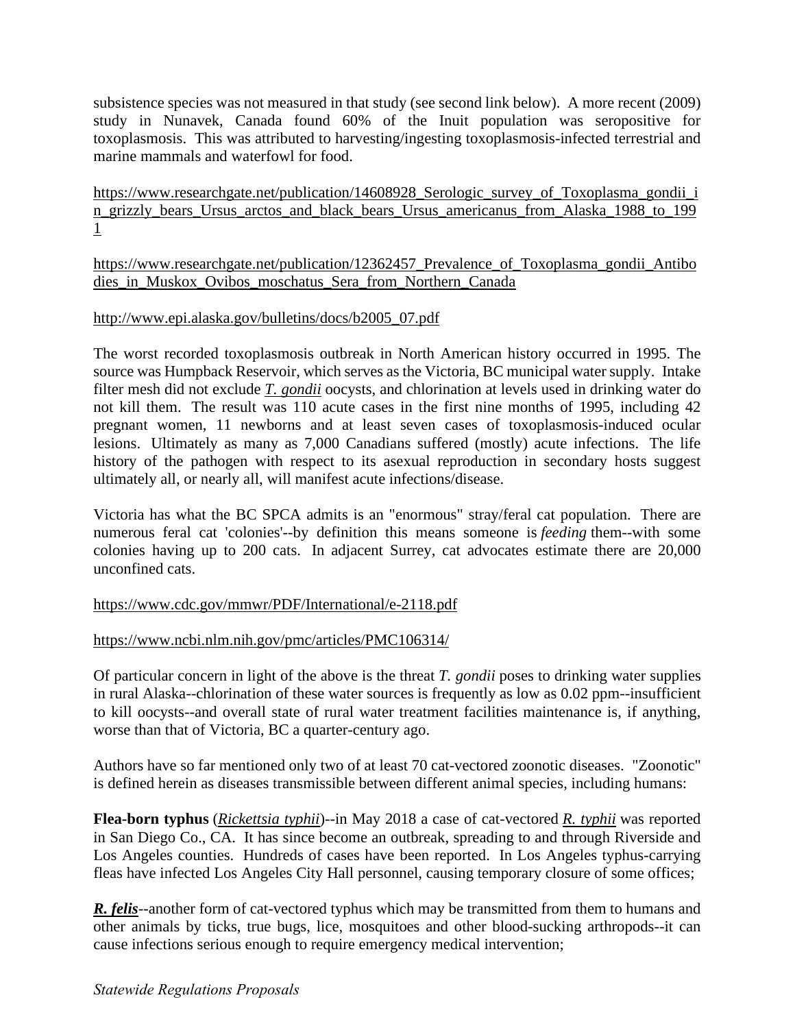subsistence species was not measured in that study (see second link below). A more recent (2009) study in Nunavek, Canada found 60% of the Inuit population was seropositive for toxoplasmosis. This was attributed to harvesting/ingesting toxoplasmosis-infected terrestrial and marine mammals and waterfowl for food.

https://www.researchgate.net/publication/14608928_Serologic_survey_of_Toxoplasma_gondii_in_grizzly_bears_Ursus_arctos_and_black_bears_Ursus_americanus_from_Alaska_1988_to_1991

https://www.researchgate.net/publication/12362457_Prevalence_of_Toxoplasma_gondii_Antibodies_in_Muskox_Ovibos_moschatus_Sera_from_Northern_Canada

http://www.epi.alaska.gov/bulletins/docs/b2005_07.pdf

The worst recorded toxoplasmosis outbreak in North American history occurred in 1995. The source was Humpback Reservoir, which serves as the Victoria, BC municipal water supply. Intake filter mesh did not exclude *T. gondii* oocysts, and chlorination at levels used in drinking water do not kill them. The result was 110 acute cases in the first nine months of 1995, including 42 pregnant women, 11 newborns and at least seven cases of toxoplasmosis-induced ocular lesions. Ultimately as many as 7,000 Canadians suffered (mostly) acute infections. The life history of the pathogen with respect to its asexual reproduction in secondary hosts suggest ultimately all, or nearly all, will manifest acute infections/disease.

Victoria has what the BC SPCA admits is an "enormous" stray/feral cat population. There are numerous feral cat 'colonies'--by definition this means someone is *feeding* them--with some colonies having up to 200 cats. In adjacent Surrey, cat advocates estimate there are 20,000 unconfined cats.

https://www.cdc.gov/mmwr/PDF/International/e-2118.pdf

https://www.ncbi.nlm.nih.gov/pmc/articles/PMC106314/

Of particular concern in light of the above is the threat *T. gondii* poses to drinking water supplies in rural Alaska--chlorination of these water sources is frequently as low as 0.02 ppm--insufficient to kill oocysts--and overall state of rural water treatment facilities maintenance is, if anything, worse than that of Victoria, BC a quarter-century ago.

Authors have so far mentioned only two of at least 70 cat-vectored zoonotic diseases. "Zoonotic" is defined herein as diseases transmissible between different animal species, including humans:

**Flea-born typhus** (*Rickettsia typhii*)--in May 2018 a case of cat-vectored *R. typhii* was reported in San Diego Co., CA. It has since become an outbreak, spreading to and through Riverside and Los Angeles counties. Hundreds of cases have been reported. In Los Angeles typhus-carrying fleas have infected Los Angeles City Hall personnel, causing temporary closure of some offices;

***R. felis***--another form of cat-vectored typhus which may be transmitted from them to humans and other animals by ticks, true bugs, lice, mosquitoes and other blood-sucking arthropods--it can cause infections serious enough to require emergency medical intervention;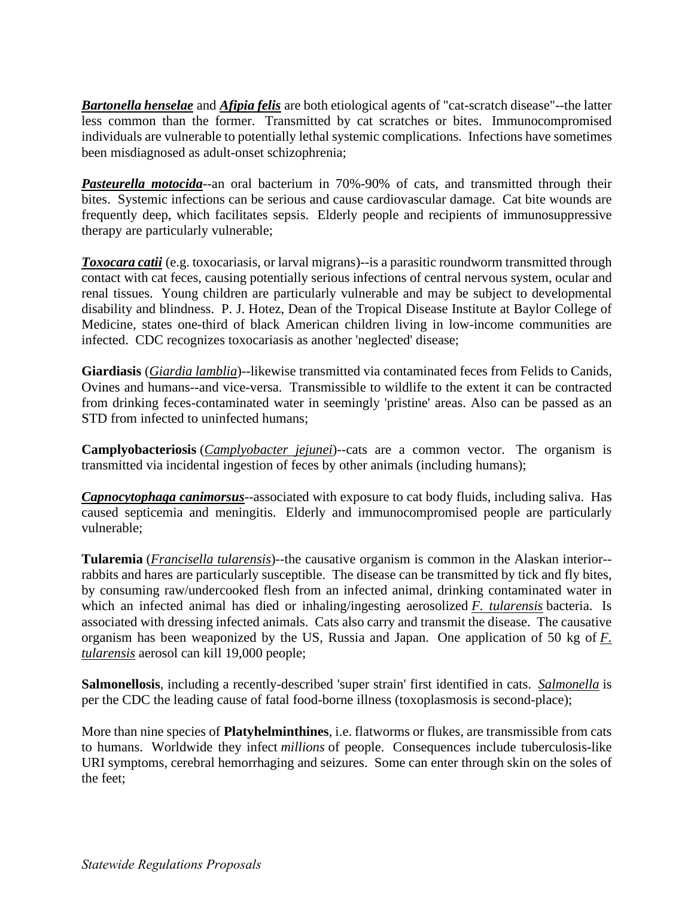***Bartonella henselae*** and ***Afipia felis*** are both etiological agents of "cat-scratch disease"--the latter less common than the former. Transmitted by cat scratches or bites. Immunocompromised individuals are vulnerable to potentially lethal systemic complications. Infections have sometimes been misdiagnosed as adult-onset schizophrenia;

***Pasteurella motocida***--an oral bacterium in 70%-90% of cats, and transmitted through their bites. Systemic infections can be serious and cause cardiovascular damage. Cat bite wounds are frequently deep, which facilitates sepsis. Elderly people and recipients of immunosuppressive therapy are particularly vulnerable;

***Toxocara catii*** (e.g. toxocariasis, or larval migrans)--is a parasitic roundworm transmitted through contact with cat feces, causing potentially serious infections of central nervous system, ocular and renal tissues. Young children are particularly vulnerable and may be subject to developmental disability and blindness. P. J. Hotez, Dean of the Tropical Disease Institute at Baylor College of Medicine, states one-third of black American children living in low-income communities are infected. CDC recognizes toxocariasis as another 'neglected' disease;

**Giardiasis** (*Giardia lamblia*)--likewise transmitted via contaminated feces from Felids to Canids, Ovines and humans--and vice-versa. Transmissible to wildlife to the extent it can be contracted from drinking feces-contaminated water in seemingly 'pristine' areas. Also can be passed as an STD from infected to uninfected humans;

**Camplyobacteriosis** (*Camplyobacter jejunei*)--cats are a common vector. The organism is transmitted via incidental ingestion of feces by other animals (including humans);

***Capnocytophaga canimorsus***--associated with exposure to cat body fluids, including saliva. Has caused septicemia and meningitis. Elderly and immunocompromised people are particularly vulnerable;

**Tularemia** (*Francisella tularensis*)--the causative organism is common in the Alaskan interior--rabbits and hares are particularly susceptible. The disease can be transmitted by tick and fly bites, by consuming raw/undercooked flesh from an infected animal, drinking contaminated water in which an infected animal has died or inhaling/ingesting aerosolized *F. tularensis* bacteria. Is associated with dressing infected animals. Cats also carry and transmit the disease. The causative organism has been weaponized by the US, Russia and Japan. One application of 50 kg of *F. tularensis* aerosol can kill 19,000 people;

**Salmonellosis**, including a recently-described 'super strain' first identified in cats. *Salmonella* is per the CDC the leading cause of fatal food-borne illness (toxoplasmosis is second-place);

More than nine species of **Platyhelminthines**, i.e. flatworms or flukes, are transmissible from cats to humans. Worldwide they infect *millions* of people. Consequences include tuberculosis-like URI symptoms, cerebral hemorrhaging and seizures. Some can enter through skin on the soles of the feet;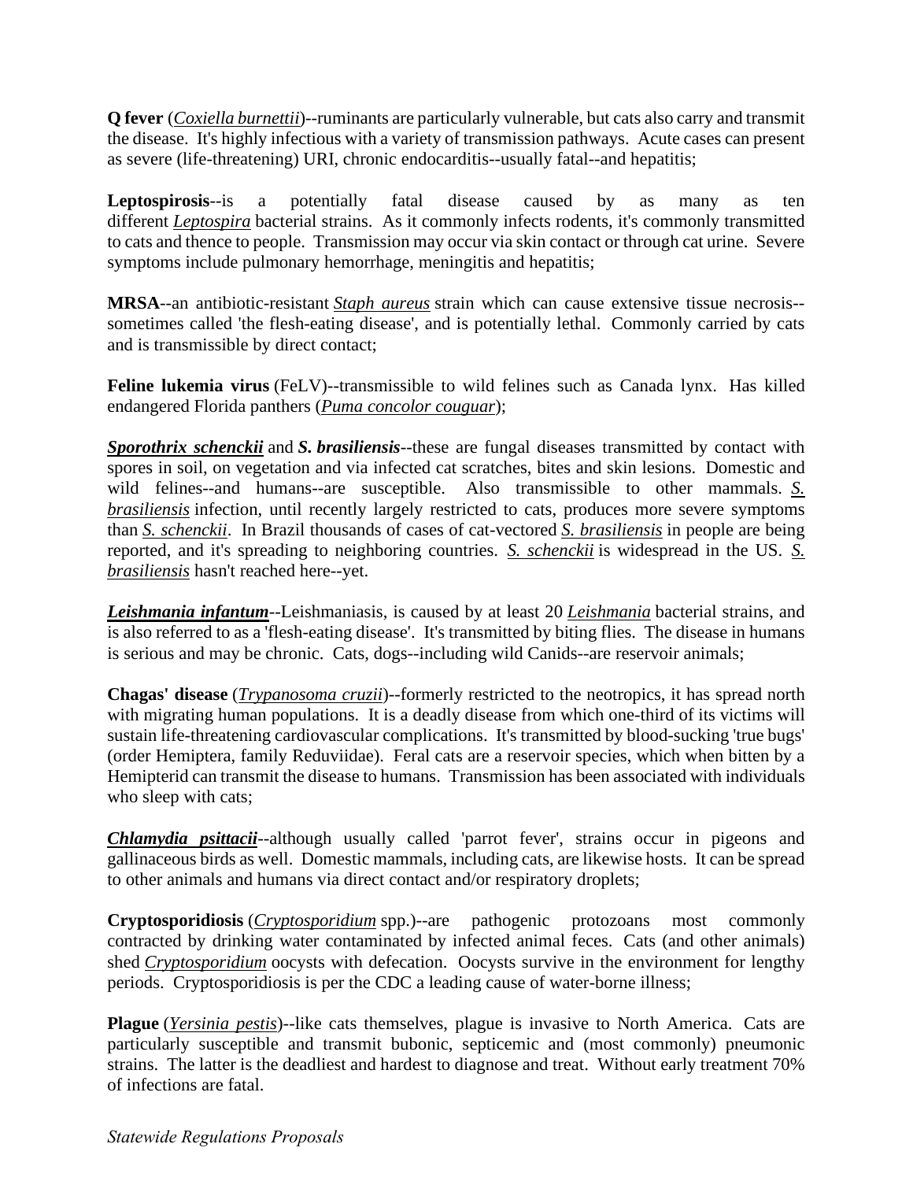**Q fever** (*Coxiella burnettii*)--ruminants are particularly vulnerable, but cats also carry and transmit the disease. It's highly infectious with a variety of transmission pathways. Acute cases can present as severe (life-threatening) URI, chronic endocarditis--usually fatal--and hepatitis;

**Leptospirosis**--is a potentially fatal disease caused by as many as ten different *Leptospira* bacterial strains. As it commonly infects rodents, it's commonly transmitted to cats and thence to people. Transmission may occur via skin contact or through cat urine. Severe symptoms include pulmonary hemorrhage, meningitis and hepatitis;

**MRSA**--an antibiotic-resistant *Staph aureus* strain which can cause extensive tissue necrosis--sometimes called 'the flesh-eating disease', and is potentially lethal. Commonly carried by cats and is transmissible by direct contact;

**Feline lukemia virus** (FeLV)--transmissible to wild felines such as Canada lynx. Has killed endangered Florida panthers (*Puma concolor couguar*);

***Sporothrix schenckii*** and ***S. brasiliensis***--these are fungal diseases transmitted by contact with spores in soil, on vegetation and via infected cat scratches, bites and skin lesions. Domestic and wild felines--and humans--are susceptible. Also transmissible to other mammals. *S. brasiliensis* infection, until recently largely restricted to cats, produces more severe symptoms than *S. schenckii*. In Brazil thousands of cases of cat-vectored *S. brasiliensis* in people are being reported, and it's spreading to neighboring countries. *S. schenckii* is widespread in the US. *S. brasiliensis* hasn't reached here--yet.

***Leishmania infantum***--Leishmaniasis, is caused by at least 20 *Leishmania* bacterial strains, and is also referred to as a 'flesh-eating disease'. It's transmitted by biting flies. The disease in humans is serious and may be chronic. Cats, dogs--including wild Canids--are reservoir animals;

**Chagas' disease** (*Trypanosoma cruzii*)--formerly restricted to the neotropics, it has spread north with migrating human populations. It is a deadly disease from which one-third of its victims will sustain life-threatening cardiovascular complications. It's transmitted by blood-sucking 'true bugs' (order Hemiptera, family Reduviidae). Feral cats are a reservoir species, which when bitten by a Hemipterid can transmit the disease to humans. Transmission has been associated with individuals who sleep with cats;

***Chlamydia psittacii***--although usually called 'parrot fever', strains occur in pigeons and gallinaceous birds as well. Domestic mammals, including cats, are likewise hosts. It can be spread to other animals and humans via direct contact and/or respiratory droplets;

**Cryptosporidiosis** (*Cryptosporidium* spp.)--are pathogenic protozoans most commonly contracted by drinking water contaminated by infected animal feces. Cats (and other animals) shed *Cryptosporidium* oocysts with defecation. Oocysts survive in the environment for lengthy periods. Cryptosporidiosis is per the CDC a leading cause of water-borne illness;

**Plague** (*Yersinia pestis*)--like cats themselves, plague is invasive to North America. Cats are particularly susceptible and transmit bubonic, septicemic and (most commonly) pneumonic strains. The latter is the deadliest and hardest to diagnose and treat. Without early treatment 70% of infections are fatal.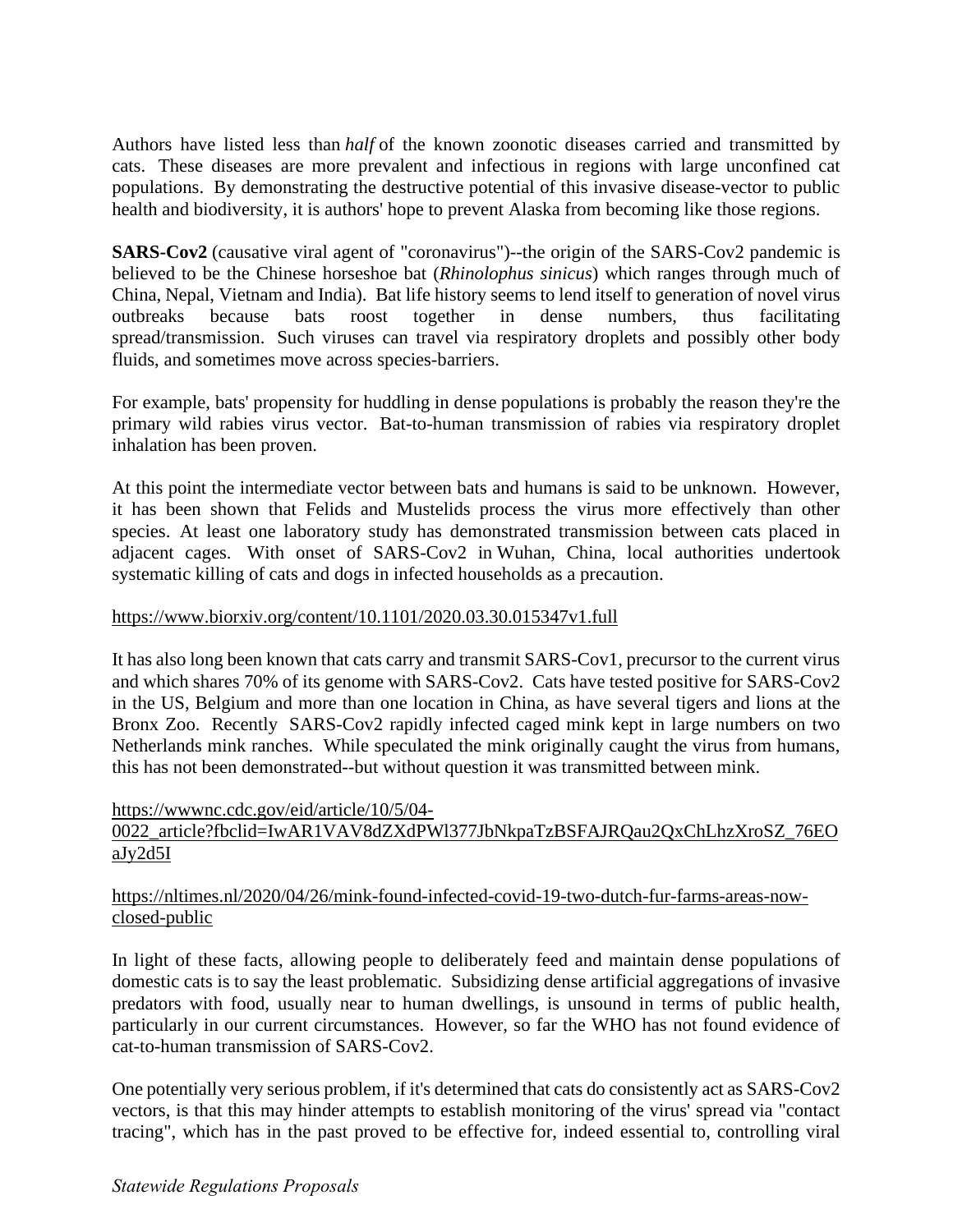Authors have listed less than *half* of the known zoonotic diseases carried and transmitted by cats. These diseases are more prevalent and infectious in regions with large unconfined cat populations. By demonstrating the destructive potential of this invasive disease-vector to public health and biodiversity, it is authors' hope to prevent Alaska from becoming like those regions.

**SARS-Cov2** (causative viral agent of "coronavirus")--the origin of the SARS-Cov2 pandemic is believed to be the Chinese horseshoe bat (*Rhinolophus sinicus*) which ranges through much of China, Nepal, Vietnam and India). Bat life history seems to lend itself to generation of novel virus outbreaks because bats roost together in dense numbers, thus facilitating spread/transmission. Such viruses can travel via respiratory droplets and possibly other body fluids, and sometimes move across species-barriers.

For example, bats' propensity for huddling in dense populations is probably the reason they're the primary wild rabies virus vector. Bat-to-human transmission of rabies via respiratory droplet inhalation has been proven.

At this point the intermediate vector between bats and humans is said to be unknown. However, it has been shown that Felids and Mustelids process the virus more effectively than other species. At least one laboratory study has demonstrated transmission between cats placed in adjacent cages. With onset of SARS-Cov2 in Wuhan, China, local authorities undertook systematic killing of cats and dogs in infected households as a precaution.

https://www.biorxiv.org/content/10.1101/2020.03.30.015347v1.full

It has also long been known that cats carry and transmit SARS-Cov1, precursor to the current virus and which shares 70% of its genome with SARS-Cov2. Cats have tested positive for SARS-Cov2 in the US, Belgium and more than one location in China, as have several tigers and lions at the Bronx Zoo. Recently SARS-Cov2 rapidly infected caged mink kept in large numbers on two Netherlands mink ranches. While speculated the mink originally caught the virus from humans, this has not been demonstrated--but without question it was transmitted between mink.

https://wwwnc.cdc.gov/eid/article/10/5/04-0022_article?fbclid=IwAR1VAV8dZXdPWl377JbNkpaTzBSFAJRQau2QxChLhzXroSZ_76EOaJy2d5I

https://nltimes.nl/2020/04/26/mink-found-infected-covid-19-two-dutch-fur-farms-areas-now-closed-public

In light of these facts, allowing people to deliberately feed and maintain dense populations of domestic cats is to say the least problematic. Subsidizing dense artificial aggregations of invasive predators with food, usually near to human dwellings, is unsound in terms of public health, particularly in our current circumstances. However, so far the WHO has not found evidence of cat-to-human transmission of SARS-Cov2.

One potentially very serious problem, if it's determined that cats do consistently act as SARS-Cov2 vectors, is that this may hinder attempts to establish monitoring of the virus' spread via "contact tracing", which has in the past proved to be effective for, indeed essential to, controlling viral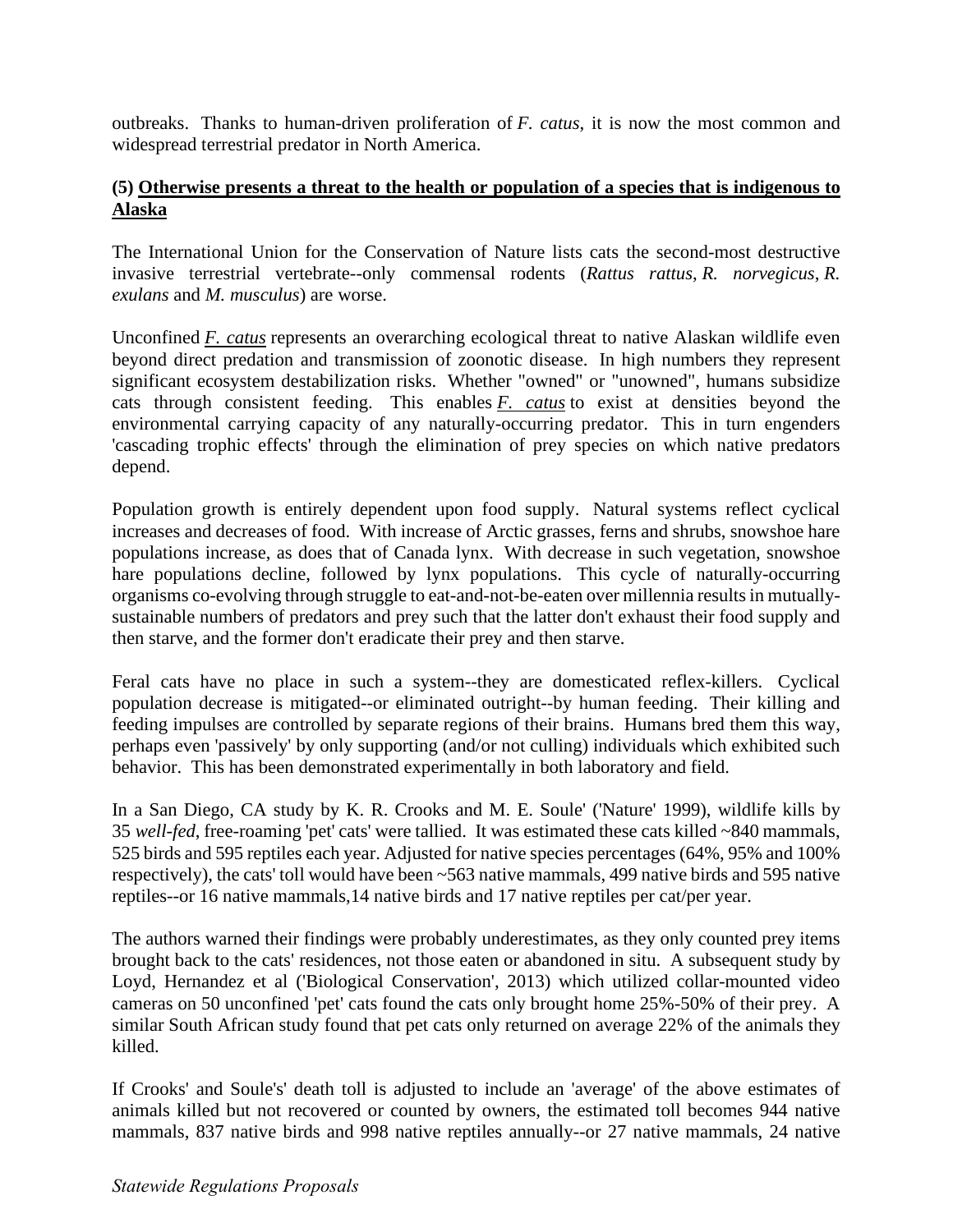outbreaks. Thanks to human-driven proliferation of *F. catus*, it is now the most common and widespread terrestrial predator in North America.

**(5) <u>Otherwise presents a threat to the health or population of a species that is indigenous to Alaska</u>**

The International Union for the Conservation of Nature lists cats the second-most destructive invasive terrestrial vertebrate--only commensal rodents (*Rattus rattus*, *R. norvegicus*, *R. exulans* and *M. musculus*) are worse.

Unconfined *<u>F. catus</u>* represents an overarching ecological threat to native Alaskan wildlife even beyond direct predation and transmission of zoonotic disease. In high numbers they represent significant ecosystem destabilization risks. Whether "owned" or "unowned", humans subsidize cats through consistent feeding. This enables *<u>F. catus</u>* to exist at densities beyond the environmental carrying capacity of any naturally-occurring predator. This in turn engenders 'cascading trophic effects' through the elimination of prey species on which native predators depend.

Population growth is entirely dependent upon food supply. Natural systems reflect cyclical increases and decreases of food. With increase of Arctic grasses, ferns and shrubs, snowshoe hare populations increase, as does that of Canada lynx. With decrease in such vegetation, snowshoe hare populations decline, followed by lynx populations. This cycle of naturally-occurring organisms co-evolving through struggle to eat-and-not-be-eaten over millennia results in mutually-sustainable numbers of predators and prey such that the latter don't exhaust their food supply and then starve, and the former don't eradicate their prey and then starve.

Feral cats have no place in such a system--they are domesticated reflex-killers. Cyclical population decrease is mitigated--or eliminated outright--by human feeding. Their killing and feeding impulses are controlled by separate regions of their brains. Humans bred them this way, perhaps even 'passively' by only supporting (and/or not culling) individuals which exhibited such behavior. This has been demonstrated experimentally in both laboratory and field.

In a San Diego, CA study by K. R. Crooks and M. E. Soule' ('Nature' 1999), wildlife kills by 35 *well-fed*, free-roaming 'pet' cats' were tallied. It was estimated these cats killed ~840 mammals, 525 birds and 595 reptiles each year. Adjusted for native species percentages (64%, 95% and 100% respectively), the cats' toll would have been ~563 native mammals, 499 native birds and 595 native reptiles--or 16 native mammals,14 native birds and 17 native reptiles per cat/per year.

The authors warned their findings were probably underestimates, as they only counted prey items brought back to the cats' residences, not those eaten or abandoned in situ. A subsequent study by Loyd, Hernandez et al ('Biological Conservation', 2013) which utilized collar-mounted video cameras on 50 unconfined 'pet' cats found the cats only brought home 25%-50% of their prey. A similar South African study found that pet cats only returned on average 22% of the animals they killed.

If Crooks' and Soule's' death toll is adjusted to include an 'average' of the above estimates of animals killed but not recovered or counted by owners, the estimated toll becomes 944 native mammals, 837 native birds and 998 native reptiles annually--or 27 native mammals, 24 native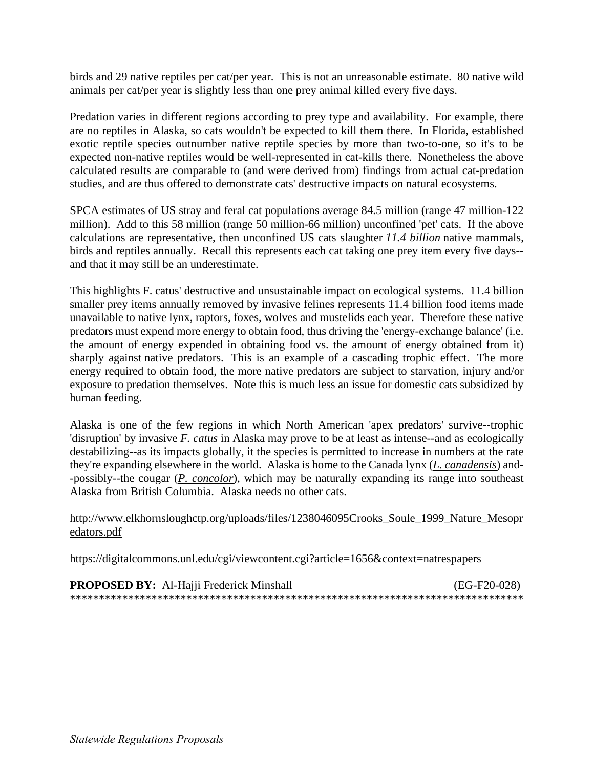birds and 29 native reptiles per cat/per year. This is not an unreasonable estimate. 80 native wild animals per cat/per year is slightly less than one prey animal killed every five days.

Predation varies in different regions according to prey type and availability. For example, there are no reptiles in Alaska, so cats wouldn't be expected to kill them there. In Florida, established exotic reptile species outnumber native reptile species by more than two-to-one, so it's to be expected non-native reptiles would be well-represented in cat-kills there. Nonetheless the above calculated results are comparable to (and were derived from) findings from actual cat-predation studies, and are thus offered to demonstrate cats' destructive impacts on natural ecosystems.

SPCA estimates of US stray and feral cat populations average 84.5 million (range 47 million-122 million). Add to this 58 million (range 50 million-66 million) unconfined 'pet' cats. If the above calculations are representative, then unconfined US cats slaughter *11.4 billion* native mammals, birds and reptiles annually. Recall this represents each cat taking one prey item every five days--and that it may still be an underestimate.

This highlights F. catus' destructive and unsustainable impact on ecological systems. 11.4 billion smaller prey items annually removed by invasive felines represents 11.4 billion food items made unavailable to native lynx, raptors, foxes, wolves and mustelids each year. Therefore these native predators must expend more energy to obtain food, thus driving the 'energy-exchange balance' (i.e. the amount of energy expended in obtaining food vs. the amount of energy obtained from it) sharply against native predators. This is an example of a cascading trophic effect. The more energy required to obtain food, the more native predators are subject to starvation, injury and/or exposure to predation themselves. Note this is much less an issue for domestic cats subsidized by human feeding.

Alaska is one of the few regions in which North American 'apex predators' survive--trophic 'disruption' by invasive *F. catus* in Alaska may prove to be at least as intense--and as ecologically destabilizing--as its impacts globally, it the species is permitted to increase in numbers at the rate they're expanding elsewhere in the world. Alaska is home to the Canada lynx (*L. canadensis*) and--possibly--the cougar (*P. concolor*), which may be naturally expanding its range into southeast Alaska from British Columbia. Alaska needs no other cats.

http://www.elkhornsloughctp.org/uploads/files/1238046095Crooks_Soule_1999_Nature_Mesopredators.pdf

https://digitalcommons.unl.edu/cgi/viewcontent.cgi?article=1656&context=natrespapers

**PROPOSED BY:** Al-Hajji Frederick Minshall (EG-F20-028)

******************************************************************************